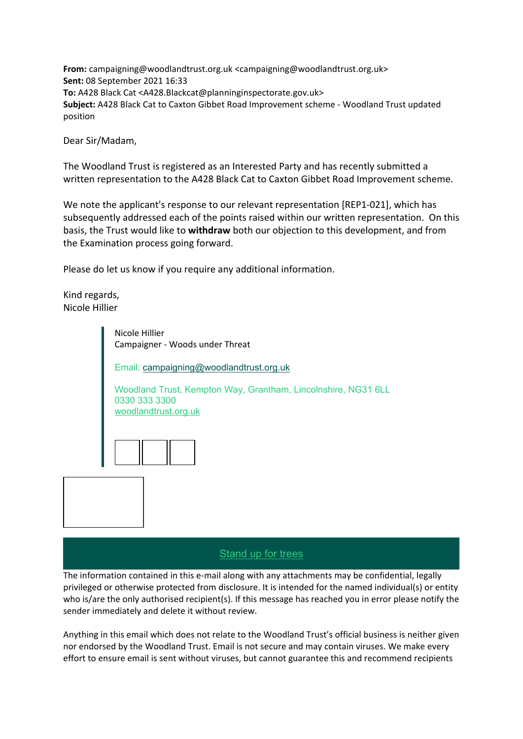**From:** campaigning@woodlandtrust.org.uk <campaigning@woodlandtrust.org.uk>
**Sent:** 08 September 2021 16:33
**To:** A428 Black Cat <A428.Blackcat@planninginspectorate.gov.uk>
**Subject:** A428 Black Cat to Caxton Gibbet Road Improvement scheme - Woodland Trust updated position

Dear Sir/Madam,

The Woodland Trust is registered as an Interested Party and has recently submitted a written representation to the A428 Black Cat to Caxton Gibbet Road Improvement scheme.

We note the applicant's response to our relevant representation [REP1-021], which has subsequently addressed each of the points raised within our written representation. On this basis, the Trust would like to **withdraw** both our objection to this development, and from the Examination process going forward.

Please do let us know if you require any additional information.

Kind regards,
Nicole Hillier

> Nicole Hillier
> Campaigner - Woods under Threat
>
> Email: campaigning@woodlandtrust.org.uk
>
> Woodland Trust, Kempton Way, Grantham, Lincolnshire, NG31 6LL
> 0330 333 3300
> woodlandtrust.org.uk

Stand up for trees

The information contained in this e-mail along with any attachments may be confidential, legally privileged or otherwise protected from disclosure. It is intended for the named individual(s) or entity who is/are the only authorised recipient(s). If this message has reached you in error please notify the sender immediately and delete it without review.

Anything in this email which does not relate to the Woodland Trust's official business is neither given nor endorsed by the Woodland Trust. Email is not secure and may contain viruses. We make every effort to ensure email is sent without viruses, but cannot guarantee this and recommend recipients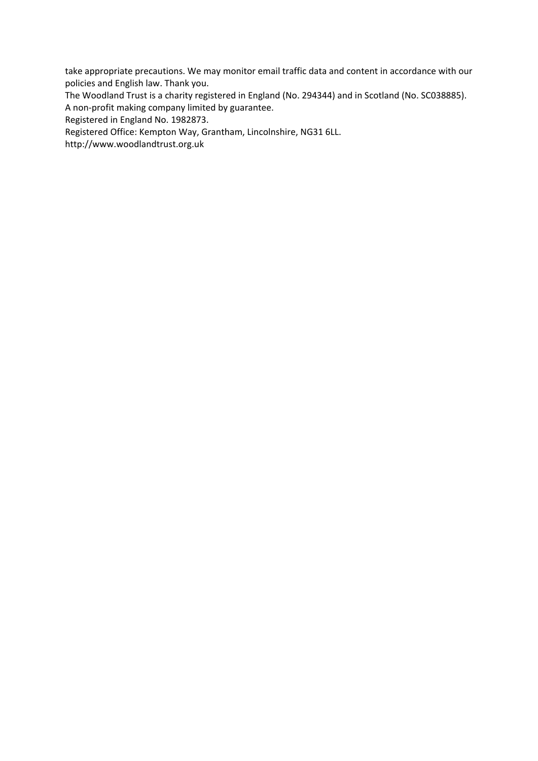take appropriate precautions. We may monitor email traffic data and content in accordance with our policies and English law. Thank you.

The Woodland Trust is a charity registered in England (No. 294344) and in Scotland (No. SC038885).

A non-profit making company limited by guarantee.

Registered in England No. 1982873.

Registered Office: Kempton Way, Grantham, Lincolnshire, NG31 6LL.

http://www.woodlandtrust.org.uk